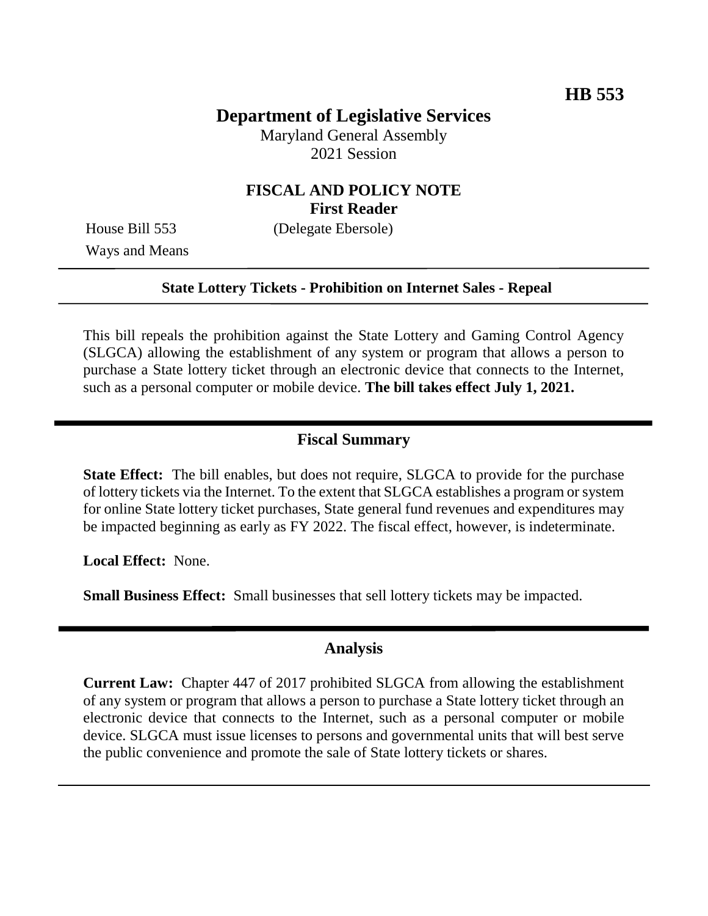**HB 553**

# Department of Legislative Services

Maryland General Assembly
2021 Session

## FISCAL AND POLICY NOTE
**First Reader**

House Bill 553 (Delegate Ebersole)
Ways and Means

---

**State Lottery Tickets - Prohibition on Internet Sales - Repeal**

---

This bill repeals the prohibition against the State Lottery and Gaming Control Agency (SLGCA) allowing the establishment of any system or program that allows a person to purchase a State lottery ticket through an electronic device that connects to the Internet, such as a personal computer or mobile device. **The bill takes effect July 1, 2021.**

## Fiscal Summary

**State Effect:** The bill enables, but does not require, SLGCA to provide for the purchase of lottery tickets via the Internet. To the extent that SLGCA establishes a program or system for online State lottery ticket purchases, State general fund revenues and expenditures may be impacted beginning as early as FY 2022. The fiscal effect, however, is indeterminate.

**Local Effect:** None.

**Small Business Effect:** Small businesses that sell lottery tickets may be impacted.

## Analysis

**Current Law:** Chapter 447 of 2017 prohibited SLGCA from allowing the establishment of any system or program that allows a person to purchase a State lottery ticket through an electronic device that connects to the Internet, such as a personal computer or mobile device. SLGCA must issue licenses to persons and governmental units that will best serve the public convenience and promote the sale of State lottery tickets or shares.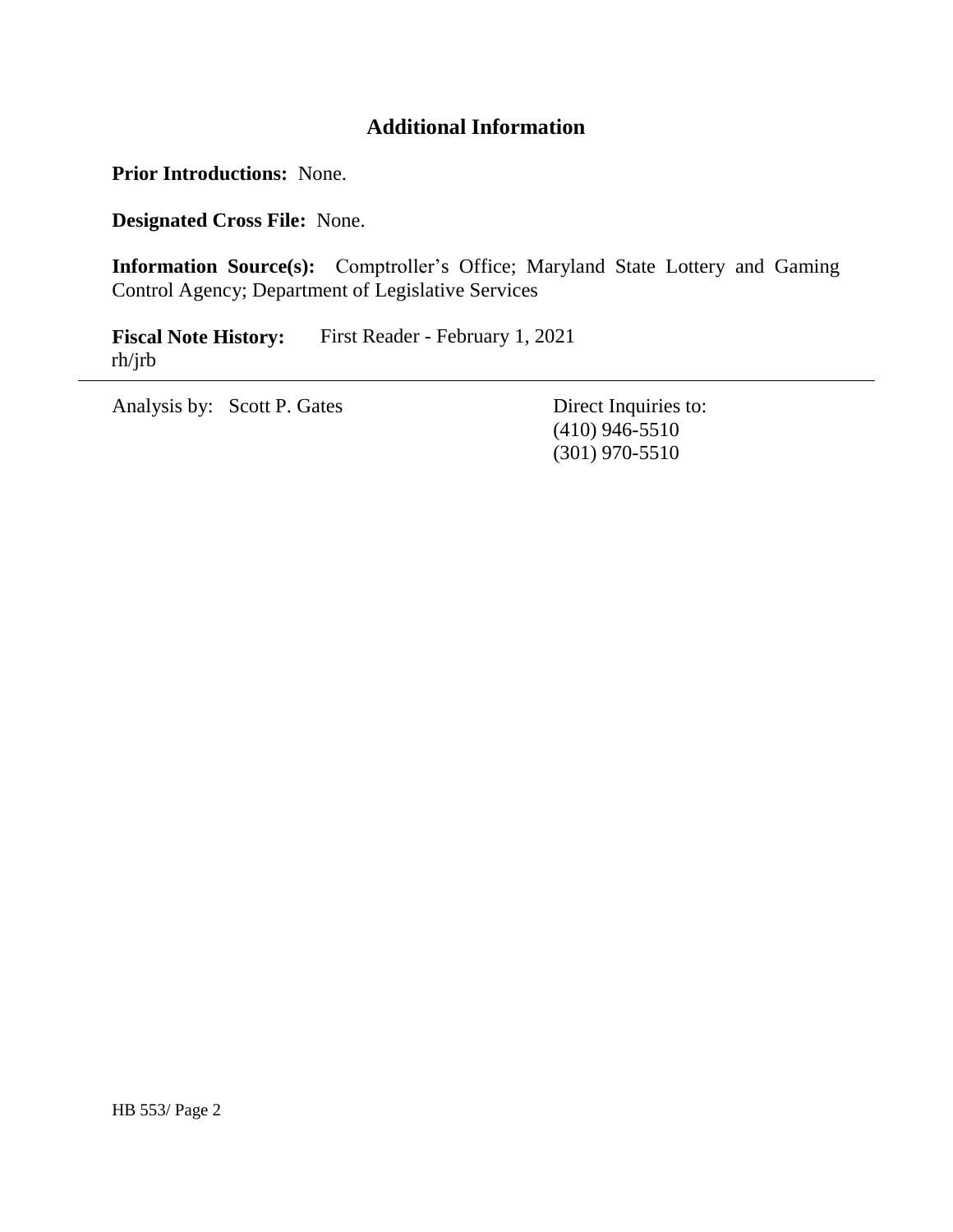## Additional Information

**Prior Introductions:** None.

**Designated Cross File:** None.

**Information Source(s):** Comptroller's Office; Maryland State Lottery and Gaming Control Agency; Department of Legislative Services

**Fiscal Note History:** First Reader - February 1, 2021
rh/jrb

---

Analysis by: Scott P. Gates

Direct Inquiries to:
(410) 946-5510
(301) 970-5510